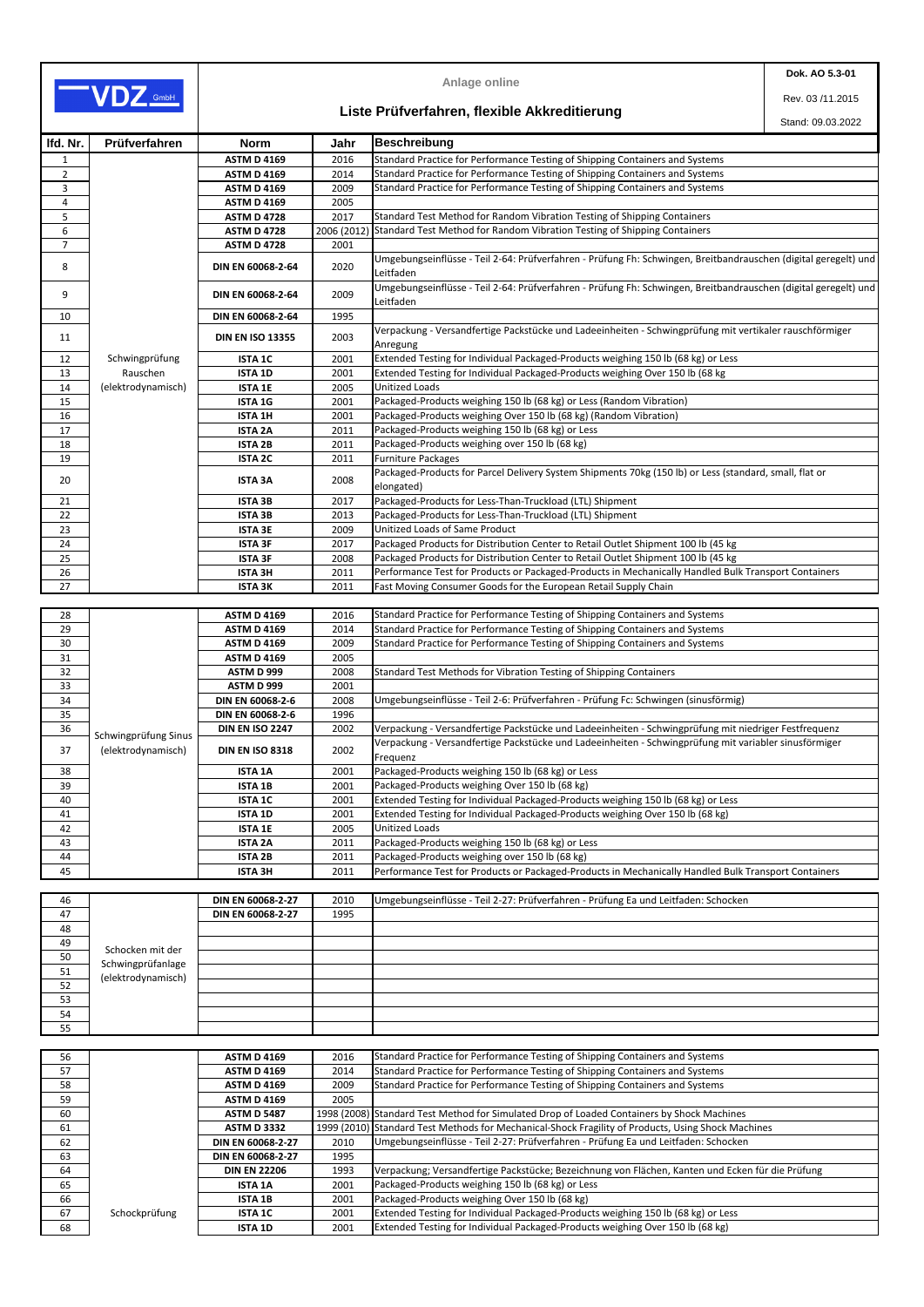VDZ GmbH

Anlage online

# Liste Prüfverfahren, flexible Akkreditierung

Dok. AO 5.3-01
Rev. 03 /11.2015
Stand: 09.03.2022

| lfd. Nr. | Prüfverfahren | Norm | Jahr | Beschreibung |
|---|---|---|---|---|
| 1 | Schwingprüfung Rauschen (elektrodynamisch) | ASTM D 4169 | 2016 | Standard Practice for Performance Testing of Shipping Containers and Systems |
| 2 | | ASTM D 4169 | 2014 | Standard Practice for Performance Testing of Shipping Containers and Systems |
| 3 | | ASTM D 4169 | 2009 | Standard Practice for Performance Testing of Shipping Containers and Systems |
| 4 | | ASTM D 4169 | 2005 | |
| 5 | | ASTM D 4728 | 2017 | Standard Test Method for Random Vibration Testing of Shipping Containers |
| 6 | | ASTM D 4728 | 2006 (2012) | Standard Test Method for Random Vibration Testing of Shipping Containers |
| 7 | | ASTM D 4728 | 2001 | |
| 8 | | DIN EN 60068-2-64 | 2020 | Umgebungseinflüsse - Teil 2-64: Prüfverfahren - Prüfung Fh: Schwingen, Breitbandrauschen (digital geregelt) und Leitfaden |
| 9 | | DIN EN 60068-2-64 | 2009 | Umgebungseinflüsse - Teil 2-64: Prüfverfahren - Prüfung Fh: Schwingen, Breitbandrauschen (digital geregelt) und Leitfaden |
| 10 | | DIN EN 60068-2-64 | 1995 | |
| 11 | | DIN EN ISO 13355 | 2003 | Verpackung - Versandfertige Packstücke und Ladeeinheiten - Schwingprüfung mit vertikaler rauschförmiger Anregung |
| 12 | | ISTA 1C | 2001 | Extended Testing for Individual Packaged-Products weighing 150 lb (68 kg) or Less |
| 13 | | ISTA 1D | 2001 | Extended Testing for Individual Packaged-Products weighing Over 150 lb (68 kg |
| 14 | | ISTA 1E | 2005 | Unitized Loads |
| 15 | | ISTA 1G | 2001 | Packaged-Products weighing 150 lb (68 kg) or Less (Random Vibration) |
| 16 | | ISTA 1H | 2001 | Packaged-Products weighing Over 150 lb (68 kg) (Random Vibration) |
| 17 | | ISTA 2A | 2011 | Packaged-Products weighing 150 lb (68 kg) or Less |
| 18 | | ISTA 2B | 2011 | Packaged-Products weighing over 150 lb (68 kg) |
| 19 | | ISTA 2C | 2011 | Furniture Packages |
| 20 | | ISTA 3A | 2008 | Packaged-Products for Parcel Delivery System Shipments 70kg (150 lb) or Less (standard, small, flat or elongated) |
| 21 | | ISTA 3B | 2017 | Packaged-Products for Less-Than-Truckload (LTL) Shipment |
| 22 | | ISTA 3B | 2013 | Packaged-Products for Less-Than-Truckload (LTL) Shipment |
| 23 | | ISTA 3E | 2009 | Unitized Loads of Same Product |
| 24 | | ISTA 3F | 2017 | Packaged Products for Distribution Center to Retail Outlet Shipment 100 lb (45 kg |
| 25 | | ISTA 3F | 2008 | Packaged Products for Distribution Center to Retail Outlet Shipment 100 lb (45 kg |
| 26 | | ISTA 3H | 2011 | Performance Test for Products or Packaged-Products in Mechanically Handled Bulk Transport Containers |
| 27 | | ISTA 3K | 2011 | Fast Moving Consumer Goods for the European Retail Supply Chain |

| lfd. Nr. | Prüfverfahren | Norm | Jahr | Beschreibung |
|---|---|---|---|---|
| 28 | Schwingprüfung Sinus (elektrodynamisch) | ASTM D 4169 | 2016 | Standard Practice for Performance Testing of Shipping Containers and Systems |
| 29 | | ASTM D 4169 | 2014 | Standard Practice for Performance Testing of Shipping Containers and Systems |
| 30 | | ASTM D 4169 | 2009 | Standard Practice for Performance Testing of Shipping Containers and Systems |
| 31 | | ASTM D 4169 | 2005 | |
| 32 | | ASTM D 999 | 2008 | Standard Test Methods for Vibration Testing of Shipping Containers |
| 33 | | ASTM D 999 | 2001 | |
| 34 | | DIN EN 60068-2-6 | 2008 | Umgebungseinflüsse - Teil 2-6: Prüfverfahren - Prüfung Fc: Schwingen (sinusförmig) |
| 35 | | DIN EN 60068-2-6 | 1996 | |
| 36 | | DIN EN ISO 2247 | 2002 | Verpackung - Versandfertige Packstücke und Ladeeinheiten - Schwingprüfung mit niedriger Festfrequenz |
| 37 | | DIN EN ISO 8318 | 2002 | Verpackung - Versandfertige Packstücke und Ladeeinheiten - Schwingprüfung mit variabler sinusförmiger Frequenz |
| 38 | | ISTA 1A | 2001 | Packaged-Products weighing 150 lb (68 kg) or Less |
| 39 | | ISTA 1B | 2001 | Packaged-Products weighing Over 150 lb (68 kg) |
| 40 | | ISTA 1C | 2001 | Extended Testing for Individual Packaged-Products weighing 150 lb (68 kg) or Less |
| 41 | | ISTA 1D | 2001 | Extended Testing for Individual Packaged-Products weighing Over 150 lb (68 kg) |
| 42 | | ISTA 1E | 2005 | Unitized Loads |
| 43 | | ISTA 2A | 2011 | Packaged-Products weighing 150 lb (68 kg) or Less |
| 44 | | ISTA 2B | 2011 | Packaged-Products weighing over 150 lb (68 kg) |
| 45 | | ISTA 3H | 2011 | Performance Test for Products or Packaged-Products in Mechanically Handled Bulk Transport Containers |

| lfd. Nr. | Prüfverfahren | Norm | Jahr | Beschreibung |
|---|---|---|---|---|
| 46 | Schocken mit der Schwingprüfanlage (elektrodynamisch) | DIN EN 60068-2-27 | 2010 | Umgebungseinflüsse - Teil 2-27: Prüfverfahren - Prüfung Ea und Leitfaden: Schocken |
| 47 | | DIN EN 60068-2-27 | 1995 | |
| 48 | | | | |
| 49 | | | | |
| 50 | | | | |
| 51 | | | | |
| 52 | | | | |
| 53 | | | | |
| 54 | | | | |
| 55 | | | | |

| lfd. Nr. | Prüfverfahren | Norm | Jahr | Beschreibung |
|---|---|---|---|---|
| 56 | Schockprüfung | ASTM D 4169 | 2016 | Standard Practice for Performance Testing of Shipping Containers and Systems |
| 57 | | ASTM D 4169 | 2014 | Standard Practice for Performance Testing of Shipping Containers and Systems |
| 58 | | ASTM D 4169 | 2009 | Standard Practice for Performance Testing of Shipping Containers and Systems |
| 59 | | ASTM D 4169 | 2005 | |
| 60 | | ASTM D 5487 | 1998 (2008) | Standard Test Method for Simulated Drop of Loaded Containers by Shock Machines |
| 61 | | ASTM D 3332 | 1999 (2010) | Standard Test Methods for Mechanical-Shock Fragility of Products, Using Shock Machines |
| 62 | | DIN EN 60068-2-27 | 2010 | Umgebungseinflüsse - Teil 2-27: Prüfverfahren - Prüfung Ea und Leitfaden: Schocken |
| 63 | | DIN EN 60068-2-27 | 1995 | |
| 64 | | DIN EN 22206 | 1993 | Verpackung; Versandfertige Packstücke; Bezeichnung von Flächen, Kanten und Ecken für die Prüfung |
| 65 | | ISTA 1A | 2001 | Packaged-Products weighing 150 lb (68 kg) or Less |
| 66 | | ISTA 1B | 2001 | Packaged-Products weighing Over 150 lb (68 kg) |
| 67 | | ISTA 1C | 2001 | Extended Testing for Individual Packaged-Products weighing 150 lb (68 kg) or Less |
| 68 | | ISTA 1D | 2001 | Extended Testing for Individual Packaged-Products weighing Over 150 lb (68 kg) |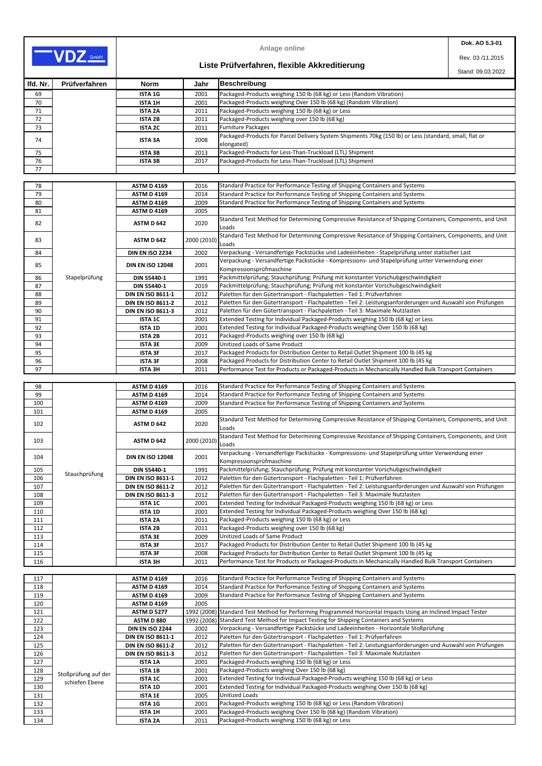| VDZ GmbH | Anlage online | Dok. AO 5.3-01 |
|---|---|---|
| | Liste Prüfverfahren, flexible Akkreditierung | Rev. 03 /11.2015 |
| | | Stand: 09.03.2022 |

| lfd. Nr. | Prüfverfahren | Norm | Jahr | Beschreibung |
|---|---|---|---|---|
| 69 | | **ISTA 1G** | 2001 | Packaged-Products weighing 150 lb (68 kg) or Less (Random Vibration) |
| 70 | | **ISTA 1H** | 2001 | Packaged-Products weighing Over 150 lb (68 kg) (Random Vibration) |
| 71 | | **ISTA 2A** | 2011 | Packaged-Products weighing 150 lb (68 kg) or Less |
| 72 | | **ISTA 2B** | 2011 | Packaged-Products weighing over 150 lb (68 kg) |
| 73 | | **ISTA 2C** | 2011 | Furniture Packages |
| 74 | | **ISTA 3A** | 2008 | Packaged-Products for Parcel Delivery System Shipments 70kg (150 lb) or Less (standard, small, flat or elongated) |
| 75 | | **ISTA 3B** | 2013 | Packaged-Products for Less-Than-Truckload (LTL) Shipment |
| 76 | | **ISTA 3B** | 2017 | Packaged-Products for Less-Than-Truckload (LTL) Shipment |
| 77 | | | | |
| 78 | Stapelprüfung | **ASTM D 4169** | 2016 | Standard Practice for Performance Testing of Shipping Containers and Systems |
| 79 | | **ASTM D 4169** | 2014 | Standard Practice for Performance Testing of Shipping Containers and Systems |
| 80 | | **ASTM D 4169** | 2009 | Standard Practice for Performance Testing of Shipping Containers and Systems |
| 81 | | **ASTM D 4169** | 2005 | |
| 82 | | **ASTM D 642** | 2020 | Standard Test Method for Determining Compressive Resistance of Shipping Containers, Components, and Unit Loads |
| 83 | | **ASTM D 642** | 2000 (2010) | Standard Test Method for Determining Compressive Resistance of Shipping Containers, Components, and Unit Loads |
| 84 | | **DIN EN ISO 2234** | 2002 | Verpackung - Versandfertige Packstücke und Ladeeinheiten - Stapelprüfung unter statischer Last |
| 85 | | **DIN EN ISO 12048** | 2001 | Verpackung - Versandfertige Packstücke - Kompressions- und Stapelprüfung unter Verwendung einer Kompressionsprüfmaschine |
| 86 | | **DIN 55440-1** | 1991 | Packmittelprüfung; Stauchprüfung; Prüfung mit konstanter Vorschubgeschwindigkeit |
| 87 | | **DIN 55440-1** | 2019 | Packmittelprüfung; Stauchprüfung; Prüfung mit konstanter Vorschubgeschwindigkeit |
| 88 | | **DIN EN ISO 8611-1** | 2012 | Paletten für den Gütertransport - Flachpaletten - Teil 1: Prüfverfahren |
| 89 | | **DIN EN ISO 8611-2** | 2012 | Paletten für den Gütertransport - Flachpaletten - Teil 2: Leistungsanforderungen und Auswahl von Prüfungen |
| 90 | | **DIN EN ISO 8611-3** | 2012 | Paletten für den Gütertransport - Flachpaletten - Teil 3: Maximale Nutzlasten |
| 91 | | **ISTA 1C** | 2001 | Extended Testing for Individual Packaged-Products weighing 150 lb (68 kg) or Less |
| 92 | | **ISTA 1D** | 2001 | Extended Testing for Individual Packaged-Products weighing Over 150 lb (68 kg) |
| 93 | | **ISTA 2B** | 2011 | Packaged-Products weighing over 150 lb (68 kg) |
| 94 | | **ISTA 3E** | 2009 | Unitized Loads of Same Product |
| 95 | | **ISTA 3F** | 2017 | Packaged Products for Distribution Center to Retail Outlet Shipment 100 lb (45 kg |
| 96 | | **ISTA 3F** | 2008 | Packaged Products for Distribution Center to Retail Outlet Shipment 100 lb (45 kg |
| 97 | | **ISTA 3H** | 2011 | Performance Test for Products or Packaged-Products in Mechanically Handled Bulk Transport Containers |
| 98 | Stauchprüfung | **ASTM D 4169** | 2016 | Standard Practice for Performance Testing of Shipping Containers and Systems |
| 99 | | **ASTM D 4169** | 2014 | Standard Practice for Performance Testing of Shipping Containers and Systems |
| 100 | | **ASTM D 4169** | 2009 | Standard Practice for Performance Testing of Shipping Containers and Systems |
| 101 | | **ASTM D 4169** | 2005 | |
| 102 | | **ASTM D 642** | 2020 | Standard Test Method for Determining Compressive Resistance of Shipping Containers, Components, and Unit Loads |
| 103 | | **ASTM D 642** | 2000 (2010) | Standard Test Method for Determining Compressive Resistance of Shipping Containers, Components, and Unit Loads |
| 104 | | **DIN EN ISO 12048** | 2001 | Verpackung - Versandfertige Packstücke - Kompressions- und Stapelprüfung unter Verwendung einer Kompressionsprüfmaschine |
| 105 | | **DIN 55440-1** | 1991 | Packmittelprüfung; Stauchprüfung; Prüfung mit konstanter Vorschubgeschwindigkeit |
| 106 | | **DIN EN ISO 8611-1** | 2012 | Paletten für den Gütertransport - Flachpaletten - Teil 1: Prüfverfahren |
| 107 | | **DIN EN ISO 8611-2** | 2012 | Paletten für den Gütertransport - Flachpaletten - Teil 2: Leistungsanforderungen und Auswahl von Prüfungen |
| 108 | | **DIN EN ISO 8611-3** | 2012 | Paletten für den Gütertransport - Flachpaletten - Teil 3: Maximale Nutzlasten |
| 109 | | **ISTA 1C** | 2001 | Extended Testing for Individual Packaged-Products weighing 150 lb (68 kg) or Less |
| 110 | | **ISTA 1D** | 2001 | Extended Testing for Individual Packaged-Products weighing Over 150 lb (68 kg) |
| 111 | | **ISTA 2A** | 2011 | Packaged-Products weighing 150 lb (68 kg) or Less |
| 112 | | **ISTA 2B** | 2011 | Packaged-Products weighing over 150 lb (68 kg) |
| 113 | | **ISTA 3E** | 2009 | Unitized Loads of Same Product |
| 114 | | **ISTA 3F** | 2017 | Packaged Products for Distribution Center to Retail Outlet Shipment 100 lb (45 kg |
| 115 | | **ISTA 3F** | 2008 | Packaged Products for Distribution Center to Retail Outlet Shipment 100 lb (45 kg |
| 116 | | **ISTA 3H** | 2011 | Performance Test for Products or Packaged-Products in Mechanically Handled Bulk Transport Containers |
| 117 | Stoßprüfung auf der schiefen Ebene | **ASTM D 4169** | 2016 | Standard Practice for Performance Testing of Shipping Containers and Systems |
| 118 | | **ASTM D 4169** | 2014 | Standard Practice for Performance Testing of Shipping Containers and Systems |
| 119 | | **ASTM D 4169** | 2009 | Standard Practice for Performance Testing of Shipping Containers and Systems |
| 120 | | **ASTM D 4169** | 2005 | |
| 121 | | **ASTM D 5277** | 1992 (2008) | Standard Test Method for Performing Programmed Horizontal Impacts Using an Inclined Impact Tester |
| 122 | | **ASTM D 880** | 1992 (2008) | Standard Test Method for Impact Testing for Shipping Containers and Systems |
| 123 | | **DIN EN ISO 2244** | 2002 | Verpackung - Versandfertige Packstücke und Ladeeinheiten - Horizontale Stoßprüfung |
| 124 | | **DIN EN ISO 8611-1** | 2012 | Paletten für den Gütertransport - Flachpaletten - Teil 1: Prüfverfahren |
| 125 | | **DIN EN ISO 8611-2** | 2012 | Paletten für den Gütertransport - Flachpaletten - Teil 2: Leistungsanforderungen und Auswahl von Prüfungen |
| 126 | | **DIN EN ISO 8611-3** | 2012 | Paletten für den Gütertransport - Flachpaletten - Teil 3: Maximale Nutzlasten |
| 127 | | **ISTA 1A** | 2001 | Packaged-Products weighing 150 lb (68 kg) or Less |
| 128 | | **ISTA 1B** | 2001 | Packaged-Products weighing Over 150 lb (68 kg) |
| 129 | | **ISTA 1C** | 2001 | Extended Testing for Individual Packaged-Products weighing 150 lb (68 kg) or Less |
| 130 | | **ISTA 1D** | 2001 | Extended Testing for Individual Packaged-Products weighing Over 150 lb (68 kg) |
| 131 | | **ISTA 1E** | 2005 | Unitized Loads |
| 132 | | **ISTA 1G** | 2001 | Packaged-Products weighing 150 lb (68 kg) or Less (Random Vibration) |
| 133 | | **ISTA 1H** | 2001 | Packaged-Products weighing Over 150 lb (68 kg) (Random Vibration) |
| 134 | | **ISTA 2A** | 2011 | Packaged-Products weighing 150 lb (68 kg) or Less |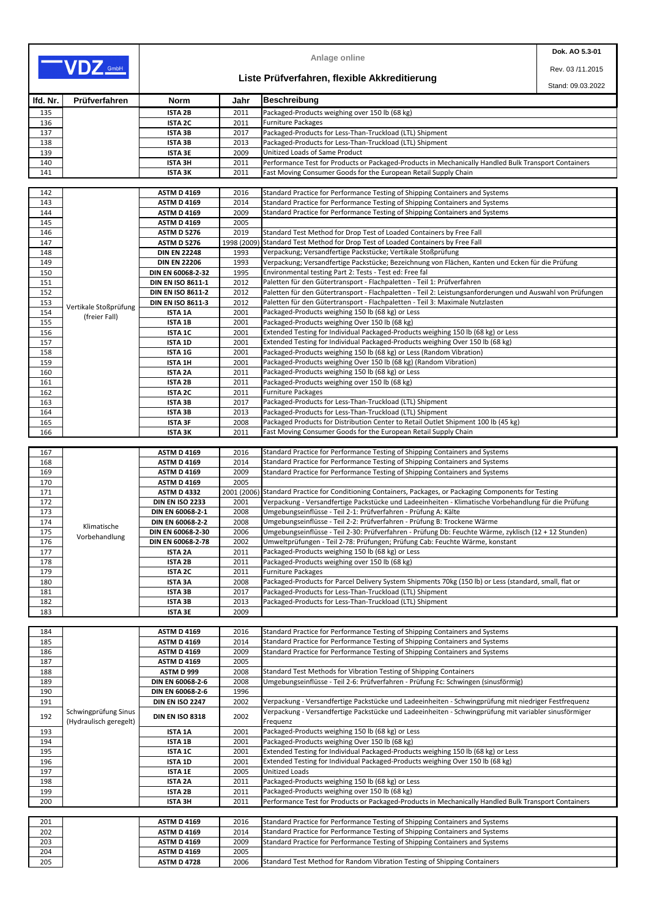# Liste Prüfverfahren, flexible Akkreditierung

Anlage online

Dok. AO 5.3-01
Rev. 03 /11.2015
Stand: 09.03.2022

| lfd. Nr. | Prüfverfahren | Norm | Jahr | Beschreibung |
|---|---|---|---|---|
| 135 | | ISTA 2B | 2011 | Packaged-Products weighing over 150 lb (68 kg) |
| 136 | | ISTA 2C | 2011 | Furniture Packages |
| 137 | | ISTA 3B | 2017 | Packaged-Products for Less-Than-Truckload (LTL) Shipment |
| 138 | | ISTA 3B | 2013 | Packaged-Products for Less-Than-Truckload (LTL) Shipment |
| 139 | | ISTA 3E | 2009 | Unitized Loads of Same Product |
| 140 | | ISTA 3H | 2011 | Performance Test for Products or Packaged-Products in Mechanically Handled Bulk Transport Containers |
| 141 | | ISTA 3K | 2011 | Fast Moving Consumer Goods for the European Retail Supply Chain |

| lfd. Nr. | Prüfverfahren | Norm | Jahr | Beschreibung |
|---|---|---|---|---|
| 142 | Vertikale Stoßprüfung (freier Fall) | ASTM D 4169 | 2016 | Standard Practice for Performance Testing of Shipping Containers and Systems |
| 143 | | ASTM D 4169 | 2014 | Standard Practice for Performance Testing of Shipping Containers and Systems |
| 144 | | ASTM D 4169 | 2009 | Standard Practice for Performance Testing of Shipping Containers and Systems |
| 145 | | ASTM D 4169 | 2005 | |
| 146 | | ASTM D 5276 | 2019 | Standard Test Method for Drop Test of Loaded Containers by Free Fall |
| 147 | | ASTM D 5276 | 1998 (2009) | Standard Test Method for Drop Test of Loaded Containers by Free Fall |
| 148 | | DIN EN 22248 | 1993 | Verpackung; Versandfertige Packstücke; Vertikale Stoßprüfung |
| 149 | | DIN EN 22206 | 1993 | Verpackung; Versandfertige Packstücke; Bezeichnung von Flächen, Kanten und Ecken für die Prüfung |
| 150 | | DIN EN 60068-2-32 | 1995 | Environmental testing Part 2: Tests - Test ed: Free fal |
| 151 | | DIN EN ISO 8611-1 | 2012 | Paletten für den Gütertransport - Flachpaletten - Teil 1: Prüfverfahren |
| 152 | | DIN EN ISO 8611-2 | 2012 | Paletten für den Gütertransport - Flachpaletten - Teil 2: Leistungsanforderungen und Auswahl von Prüfungen |
| 153 | | DIN EN ISO 8611-3 | 2012 | Paletten für den Gütertransport - Flachpaletten - Teil 3: Maximale Nutzlasten |
| 154 | | ISTA 1A | 2001 | Packaged-Products weighing 150 lb (68 kg) or Less |
| 155 | | ISTA 1B | 2001 | Packaged-Products weighing Over 150 lb (68 kg) |
| 156 | | ISTA 1C | 2001 | Extended Testing for Individual Packaged-Products weighing 150 lb (68 kg) or Less |
| 157 | | ISTA 1D | 2001 | Extended Testing for Individual Packaged-Products weighing Over 150 lb (68 kg) |
| 158 | | ISTA 1G | 2001 | Packaged-Products weighing 150 lb (68 kg) or Less (Random Vibration) |
| 159 | | ISTA 1H | 2001 | Packaged-Products weighing Over 150 lb (68 kg) (Random Vibration) |
| 160 | | ISTA 2A | 2011 | Packaged-Products weighing 150 lb (68 kg) or Less |
| 161 | | ISTA 2B | 2011 | Packaged-Products weighing over 150 lb (68 kg) |
| 162 | | ISTA 2C | 2011 | Furniture Packages |
| 163 | | ISTA 3B | 2017 | Packaged-Products for Less-Than-Truckload (LTL) Shipment |
| 164 | | ISTA 3B | 2013 | Packaged-Products for Less-Than-Truckload (LTL) Shipment |
| 165 | | ISTA 3F | 2008 | Packaged Products for Distribution Center to Retail Outlet Shipment 100 lb (45 kg) |
| 166 | | ISTA 3K | 2011 | Fast Moving Consumer Goods for the European Retail Supply Chain |

| lfd. Nr. | Prüfverfahren | Norm | Jahr | Beschreibung |
|---|---|---|---|---|
| 167 | Klimatische Vorbehandlung | ASTM D 4169 | 2016 | Standard Practice for Performance Testing of Shipping Containers and Systems |
| 168 | | ASTM D 4169 | 2014 | Standard Practice for Performance Testing of Shipping Containers and Systems |
| 169 | | ASTM D 4169 | 2009 | Standard Practice for Performance Testing of Shipping Containers and Systems |
| 170 | | ASTM D 4169 | 2005 | |
| 171 | | ASTM D 4332 | 2001 (2006) | Standard Practice for Conditioning Containers, Packages, or Packaging Components for Testing |
| 172 | | DIN EN ISO 2233 | 2001 | Verpackung - Versandfertige Packstücke und Ladeeinheiten - Klimatische Vorbehandlung für die Prüfung |
| 173 | | DIN EN 60068-2-1 | 2008 | Umgebungseinflüsse - Teil 2-1: Prüfverfahren - Prüfung A: Kälte |
| 174 | | DIN EN 60068-2-2 | 2008 | Umgebungseinflüsse - Teil 2-2: Prüfverfahren - Prüfung B: Trockene Wärme |
| 175 | | DIN EN 60068-2-30 | 2006 | Umgebungseinflüsse - Teil 2-30: Prüfverfahren - Prüfung Db: Feuchte Wärme, zyklisch (12 + 12 Stunden) |
| 176 | | DIN EN 60068-2-78 | 2002 | Umweltprüfungen - Teil 2-78: Prüfungen; Prüfung Cab: Feuchte Wärme, konstant |
| 177 | | ISTA 2A | 2011 | Packaged-Products weighing 150 lb (68 kg) or Less |
| 178 | | ISTA 2B | 2011 | Packaged-Products weighing over 150 lb (68 kg) |
| 179 | | ISTA 2C | 2011 | Furniture Packages |
| 180 | | ISTA 3A | 2008 | Packaged-Products for Parcel Delivery System Shipments 70kg (150 lb) or Less (standard, small, flat or |
| 181 | | ISTA 3B | 2017 | Packaged-Products for Less-Than-Truckload (LTL) Shipment |
| 182 | | ISTA 3B | 2013 | Packaged-Products for Less-Than-Truckload (LTL) Shipment |
| 183 | | ISTA 3E | 2009 | |

| lfd. Nr. | Prüfverfahren | Norm | Jahr | Beschreibung |
|---|---|---|---|---|
| 184 | Schwingprüfung Sinus (Hydraulisch geregelt) | ASTM D 4169 | 2016 | Standard Practice for Performance Testing of Shipping Containers and Systems |
| 185 | | ASTM D 4169 | 2014 | Standard Practice for Performance Testing of Shipping Containers and Systems |
| 186 | | ASTM D 4169 | 2009 | Standard Practice for Performance Testing of Shipping Containers and Systems |
| 187 | | ASTM D 4169 | 2005 | |
| 188 | | ASTM D 999 | 2008 | Standard Test Methods for Vibration Testing of Shipping Containers |
| 189 | | DIN EN 60068-2-6 | 2008 | Umgebungseinflüsse - Teil 2-6: Prüfverfahren - Prüfung Fc: Schwingen (sinusförmig) |
| 190 | | DIN EN 60068-2-6 | 1996 | |
| 191 | | DIN EN ISO 2247 | 2002 | Verpackung - Versandfertige Packstücke und Ladeeinheiten - Schwingprüfung mit niedriger Festfrequenz |
| 192 | | DIN EN ISO 8318 | 2002 | Verpackung - Versandfertige Packstücke und Ladeeinheiten - Schwingprüfung mit variabler sinusförmiger Frequenz |
| 193 | | ISTA 1A | 2001 | Packaged-Products weighing 150 lb (68 kg) or Less |
| 194 | | ISTA 1B | 2001 | Packaged-Products weighing Over 150 lb (68 kg) |
| 195 | | ISTA 1C | 2001 | Extended Testing for Individual Packaged-Products weighing 150 lb (68 kg) or Less |
| 196 | | ISTA 1D | 2001 | Extended Testing for Individual Packaged-Products weighing Over 150 lb (68 kg) |
| 197 | | ISTA 1E | 2005 | Unitized Loads |
| 198 | | ISTA 2A | 2011 | Packaged-Products weighing 150 lb (68 kg) or Less |
| 199 | | ISTA 2B | 2011 | Packaged-Products weighing over 150 lb (68 kg) |
| 200 | | ISTA 3H | 2011 | Performance Test for Products or Packaged-Products in Mechanically Handled Bulk Transport Containers |

| lfd. Nr. | Prüfverfahren | Norm | Jahr | Beschreibung |
|---|---|---|---|---|
| 201 | | ASTM D 4169 | 2016 | Standard Practice for Performance Testing of Shipping Containers and Systems |
| 202 | | ASTM D 4169 | 2014 | Standard Practice for Performance Testing of Shipping Containers and Systems |
| 203 | | ASTM D 4169 | 2009 | Standard Practice for Performance Testing of Shipping Containers and Systems |
| 204 | | ASTM D 4169 | 2005 | |
| 205 | | ASTM D 4728 | 2006 | Standard Test Method for Random Vibration Testing of Shipping Containers |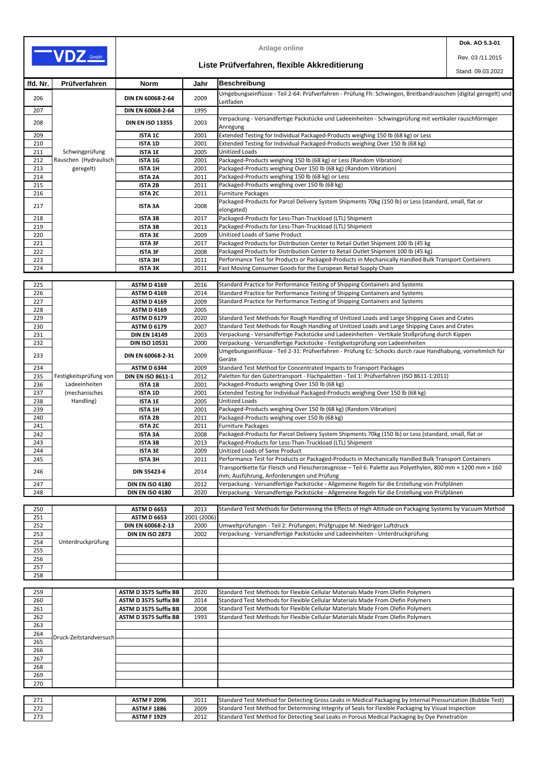| **VDZ GmbH** | Anlage online | Dok. AO 5.3-01 |
|---|---|---|
| | **Liste Prüfverfahren, flexible Akkreditierung** | Rev. 03 /11.2015 |
| | | Stand: 09.03.2022 |

| lfd. Nr. | Prüfverfahren | Norm | Jahr | Beschreibung |
|---|---|---|---|---|
| 206 | Schwingprüfung Rauschen (Hydraulisch geregelt) | **DIN EN 60068-2-64** | 2009 | Umgebungseinflüsse - Teil 2-64: Prüfverfahren - Prüfung Fh: Schwingen, Breitbandrauschen (digital geregelt) und Leitfaden |
| 207 | | **DIN EN 60068-2-64** | 1995 | |
| 208 | | **DIN EN ISO 13355** | 2003 | Verpackung - Versandfertige Packstücke und Ladeeinheiten - Schwingprüfung mit vertikaler rauschförmiger Anregung |
| 209 | | **ISTA 1C** | 2001 | Extended Testing for Individual Packaged-Products weighing 150 lb (68 kg) or Less |
| 210 | | **ISTA 1D** | 2001 | Extended Testing for Individual Packaged-Products weighing Over 150 lb (68 kg) |
| 211 | | **ISTA 1E** | 2005 | Unitized Loads |
| 212 | | **ISTA 1G** | 2001 | Packaged-Products weighing 150 lb (68 kg) or Less (Random Vibration) |
| 213 | | **ISTA 1H** | 2001 | Packaged-Products weighing Over 150 lb (68 kg) (Random Vibration) |
| 214 | | **ISTA 2A** | 2011 | Packaged-Products weighing 150 lb (68 kg) or Less |
| 215 | | **ISTA 2B** | 2011 | Packaged-Products weighing over 150 lb (68 kg) |
| 216 | | **ISTA 2C** | 2011 | Furniture Packages |
| 217 | | **ISTA 3A** | 2008 | Packaged-Products for Parcel Delivery System Shipments 70kg (150 lb) or Less (standard, small, flat or elongated) |
| 218 | | **ISTA 3B** | 2017 | Packaged-Products for Less-Than-Truckload (LTL) Shipment |
| 219 | | **ISTA 3B** | 2013 | Packaged-Products for Less-Than-Truckload (LTL) Shipment |
| 220 | | **ISTA 3E** | 2009 | Unitized Loads of Same Product |
| 221 | | **ISTA 3F** | 2017 | Packaged Products for Distribution Center to Retail Outlet Shipment 100 lb (45 kg |
| 222 | | **ISTA 3F** | 2008 | Packaged Products for Distribution Center to Retail Outlet Shipment 100 lb (45 kg) |
| 223 | | **ISTA 3H** | 2011 | Performance Test for Products or Packaged-Products in Mechanically Handled Bulk Transport Containers |
| 224 | | **ISTA 3K** | 2011 | Fast Moving Consumer Goods for the European Retail Supply Chain |
| 225 | Festigkeitsprüfung von Ladeeinheiten (mechanisches Handling) | **ASTM D 4169** | 2016 | Standard Practice for Performance Testing of Shipping Containers and Systems |
| 226 | | **ASTM D 4169** | 2014 | Standard Practice for Performance Testing of Shipping Containers and Systems |
| 227 | | **ASTM D 4169** | 2009 | Standard Practice for Performance Testing of Shipping Containers and Systems |
| 228 | | **ASTM D 4169** | 2005 | |
| 229 | | **ASTM D 6179** | 2020 | Standard Test Methods for Rough Handling of Unitized Loads and Large Shipping Cases and Crates |
| 230 | | **ASTM D 6179** | 2007 | Standard Test Methods for Rough Handling of Unitized Loads and Large Shipping Cases and Crates |
| 231 | | **DIN EN 14149** | 2003 | Verpackung - Versandfertige Packstücke und Ladeeinheiten - Vertikale Stoßprüfung durch Kippen |
| 232 | | **DIN ISO 10531** | 2000 | Verpackung - Versandfertige Packstücke - Festigkeitsprüfung von Ladeeinheiten |
| 233 | | **DIN EN 60068-2-31** | 2009 | Umgebungseinflüsse - Teil 2-31: Prüfverfahren - Prüfung Ec: Schocks durch raue Handhabung, vornehmlich für Geräte |
| 234 | | **ASTM D 6344** | 2009 | Standard Test Method for Concentrated Impacts to Transport Packages |
| 235 | | **DIN EN ISO 8611-1** | 2012 | Paletten für den Gütertransport - Flachpaletten - Teil 1: Prüfverfahren (ISO 8611-1:2011) |
| 236 | | **ISTA 1B** | 2001 | Packaged-Products weighing Over 150 lb (68 kg) |
| 237 | | **ISTA 1D** | 2001 | Extended Testing for Individual Packaged-Products weighing Over 150 lb (68 kg) |
| 238 | | **ISTA 1E** | 2005 | Unitized Loads |
| 239 | | **ISTA 1H** | 2001 | Packaged-Products weighing Over 150 lb (68 kg) (Random Vibration) |
| 240 | | **ISTA 2B** | 2011 | Packaged-Products weighing over 150 lb (68 kg) |
| 241 | | **ISTA 2C** | 2011 | Furniture Packages |
| 242 | | **ISTA 3A** | 2008 | Packaged-Products for Parcel Delivery System Shipments 70kg (150 lb) or Less (standard, small, flat or |
| 243 | | **ISTA 3B** | 2013 | Packaged-Products for Less-Than-Truckload (LTL) Shipment |
| 244 | | **ISTA 3E** | 2009 | Unitized Loads of Same Product |
| 245 | | **ISTA 3H** | 2011 | Performance Test for Products or Packaged-Products in Mechanically Handled Bulk Transport Containers |
| 246 | | **DIN 55423-6** | 2014 | Transportkette für Fleisch und Fleischerzeugnisse – Teil 6: Palette aus Polyethylen, 800 mm × 1200 mm × 160 mm; Ausführung, Anforderungen und Prüfung |
| 247 | | **DIN EN ISO 4180** | 2012 | Verpackung - Versandfertige Packstücke - Allgemeine Regeln für die Erstellung von Prüfplänen |
| 248 | | **DIN EN ISO 4180** | 2020 | Verpackung - Versandfertige Packstücke - Allgemeine Regeln für die Erstellung von Prüfplänen |
| 250 | Unterdruckprüfung | **ASTM D 6653** | 2013 | Standard Test Methods for Determining the Effects of High Altitude on Packaging Systems by Vacuum Method |
| 251 | | **ASTM D 6653** | 2001 (2006) | |
| 252 | | **DIN EN 60068-2-13** | 2000 | Umweltprüfungen - Teil 2: Prüfungen; Prüfgruppe M: Niedriger Luftdruck |
| 253 | | **DIN EN ISO 2873** | 2002 | Verpackung - Versandfertige Packstücke und Ladeeinheiten - Unterdruckprüfung |
| 254 | | | | |
| 255 | | | | |
| 256 | | | | |
| 257 | | | | |
| 258 | | | | |
| 259 | Druck-Zeitstandversuch | **ASTM D 3575 Suffix BB** | 2020 | Standard Test Methods for Flexible Cellular Materials Made From Olefin Polymers |
| 260 | | **ASTM D 3575 Suffix BB** | 2014 | Standard Test Methods for Flexible Cellular Materials Made From Olefin Polymers |
| 261 | | **ASTM D 3575 Suffix BB** | 2008 | Standard Test Methods for Flexible Cellular Materials Made From Olefin Polymers |
| 262 | | **ASTM D 3575 Suffix BB** | 1993 | Standard Test Methods for Flexible Cellular Materials Made From Olefin Polymers |
| 263 | | | | |
| 264 | | | | |
| 265 | | | | |
| 266 | | | | |
| 267 | | | | |
| 268 | | | | |
| 269 | | | | |
| 270 | | | | |
| 271 | | **ASTM F 2096** | 2011 | Standard Test Method for Detecting Gross Leaks in Medical Packaging by Internal Pressurization (Bubble Test) |
| 272 | | **ASTM F 1886** | 2009 | Standard Test Method for Determining Integrity of Seals for Flexible Packaging by Visual Inspection |
| 273 | | **ASTM F 1929** | 2012 | Standard Test Method for Detecting Seal Leaks in Porous Medical Packaging by Dye Penetration |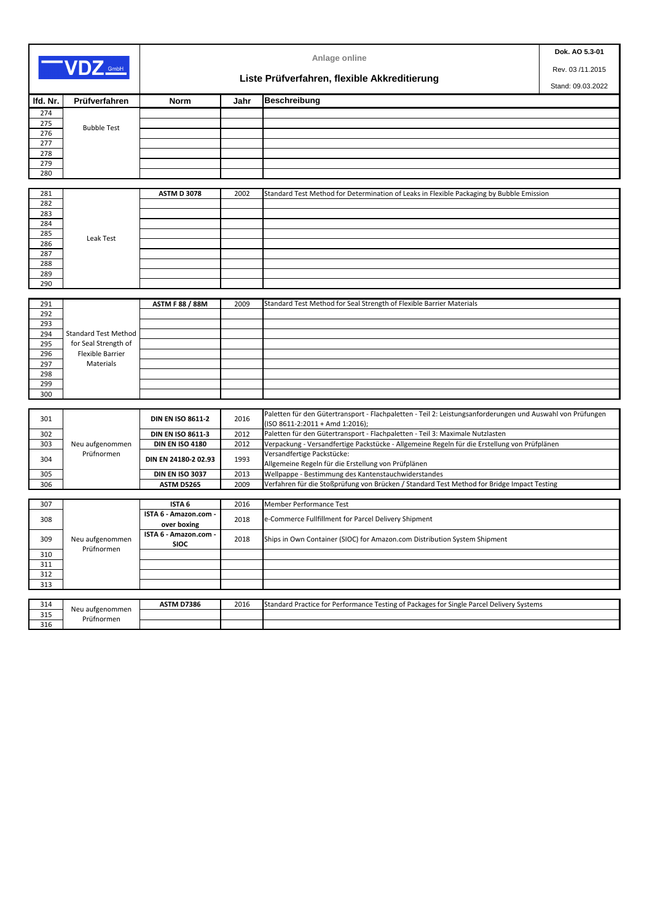| VDZ GmbH | Anlage online | Dok. AO 5.3-01 |
|---|---|---|
| | **Liste Prüfverfahren, flexible Akkreditierung** | Rev. 03 /11.2015 |
| | | Stand: 09.03.2022 |

| lfd. Nr. | Prüfverfahren | Norm | Jahr | Beschreibung |
|---|---|---|---|---|
| 274 | Bubble Test | | | |
| 275 | | | | |
| 276 | | | | |
| 277 | | | | |
| 278 | | | | |
| 279 | | | | |
| 280 | | | | |
| 281 | Leak Test | **ASTM D 3078** | 2002 | Standard Test Method for Determination of Leaks in Flexible Packaging by Bubble Emission |
| 282 | | | | |
| 283 | | | | |
| 284 | | | | |
| 285 | | | | |
| 286 | | | | |
| 287 | | | | |
| 288 | | | | |
| 289 | | | | |
| 290 | | | | |
| 291 | Standard Test Method for Seal Strength of Flexible Barrier Materials | **ASTM F 88 / 88M** | 2009 | Standard Test Method for Seal Strength of Flexible Barrier Materials |
| 292 | | | | |
| 293 | | | | |
| 294 | | | | |
| 295 | | | | |
| 296 | | | | |
| 297 | | | | |
| 298 | | | | |
| 299 | | | | |
| 300 | | | | |
| 301 | Neu aufgenommen Prüfnormen | **DIN EN ISO 8611-2** | 2016 | Paletten für den Gütertransport - Flachpaletten - Teil 2: Leistungsanforderungen und Auswahl von Prüfungen (ISO 8611-2:2011 + Amd 1:2016); |
| 302 | | **DIN EN ISO 8611-3** | 2012 | Paletten für den Gütertransport - Flachpaletten - Teil 3: Maximale Nutzlasten |
| 303 | | **DIN EN ISO 4180** | 2012 | Verpackung - Versandfertige Packstücke - Allgemeine Regeln für die Erstellung von Prüfplänen |
| 304 | | **DIN EN 24180-2 02.93** | 1993 | Versandfertige Packstücke: Allgemeine Regeln für die Erstellung von Prüfplänen |
| 305 | | **DIN EN ISO 3037** | 2013 | Wellpappe - Bestimmung des Kantenstauchwiderstandes |
| 306 | | **ASTM D5265** | 2009 | Verfahren für die Stoßprüfung von Brücken / Standard Test Method for Bridge Impact Testing |
| 307 | Neu aufgenommen Prüfnormen | **ISTA 6** | 2016 | Member Performance Test |
| 308 | | **ISTA 6 - Amazon.com - over boxing** | 2018 | e-Commerce Fullfillment for Parcel Delivery Shipment |
| 309 | | **ISTA 6 - Amazon.com - SIOC** | 2018 | Ships in Own Container (SIOC) for Amazon.com Distribution System Shipment |
| 310 | | | | |
| 311 | | | | |
| 312 | | | | |
| 313 | | | | |
| 314 | Neu aufgenommen Prüfnormen | **ASTM D7386** | 2016 | Standard Practice for Performance Testing of Packages for Single Parcel Delivery Systems |
| 315 | | | | |
| 316 | | | | |